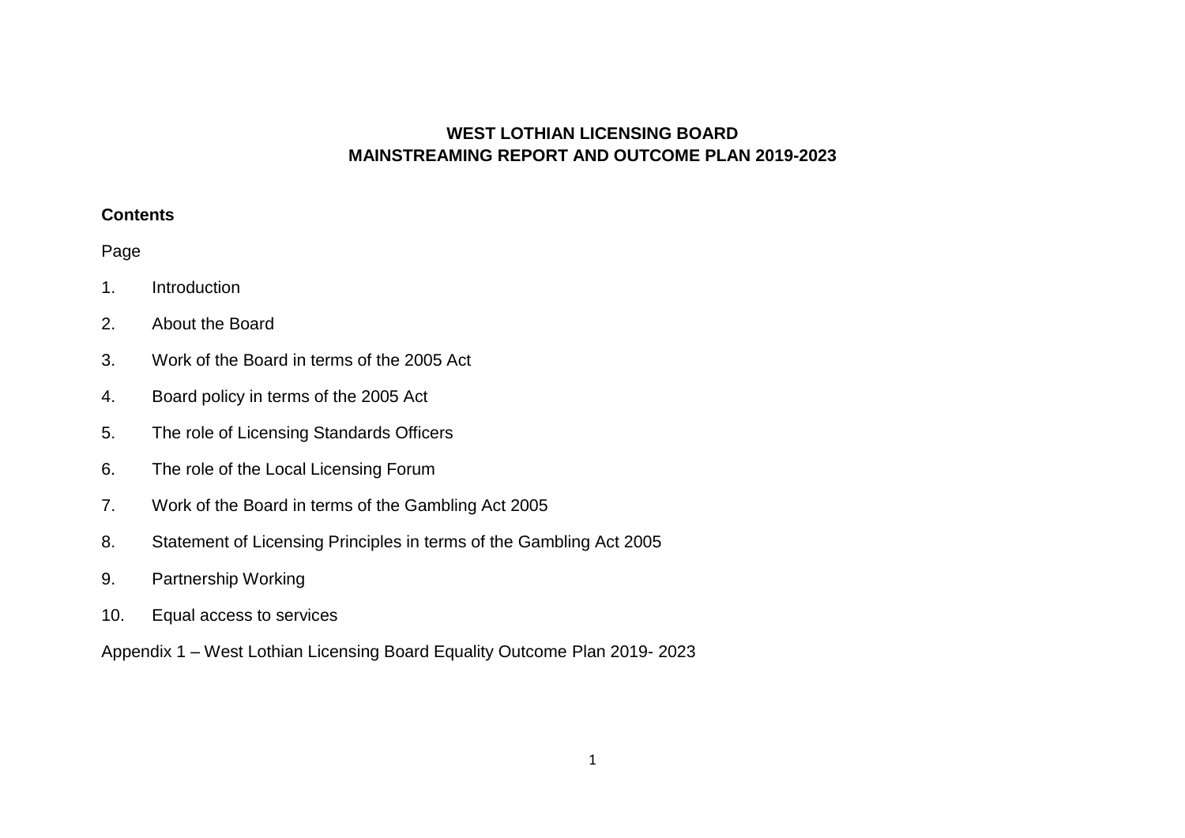# WEST LOTHIAN LICENSING BOARD
# MAINSTREAMING REPORT AND OUTCOME PLAN 2019-2023

**Contents**

Page

1. Introduction
2. About the Board
3. Work of the Board in terms of the 2005 Act
4. Board policy in terms of the 2005 Act
5. The role of Licensing Standards Officers
6. The role of the Local Licensing Forum
7. Work of the Board in terms of the Gambling Act 2005
8. Statement of Licensing Principles in terms of the Gambling Act 2005
9. Partnership Working
10. Equal access to services

Appendix 1 – West Lothian Licensing Board Equality Outcome Plan 2019- 2023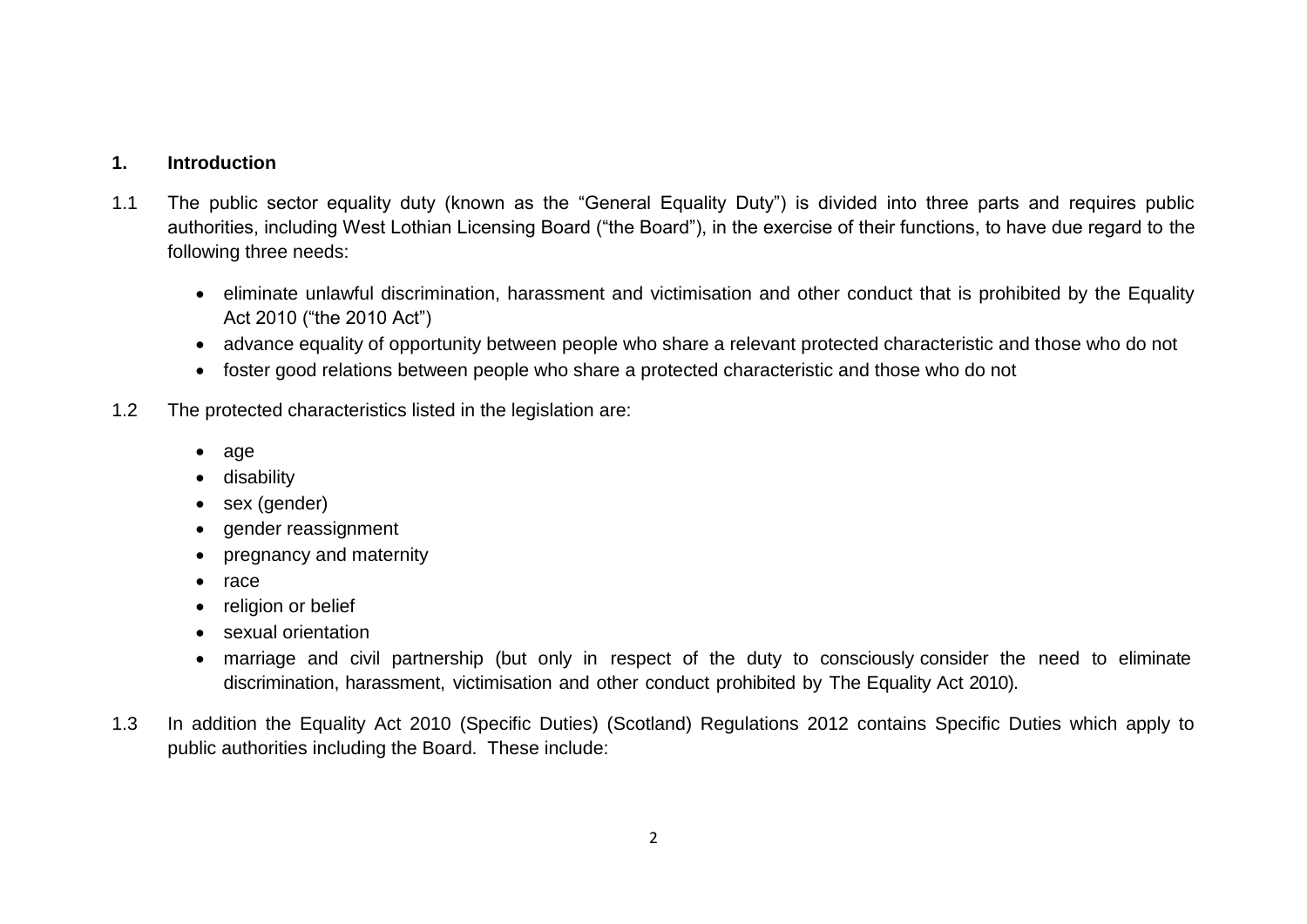## 1. Introduction

1.1 The public sector equality duty (known as the "General Equality Duty") is divided into three parts and requires public authorities, including West Lothian Licensing Board ("the Board"), in the exercise of their functions, to have due regard to the following three needs:

- eliminate unlawful discrimination, harassment and victimisation and other conduct that is prohibited by the Equality Act 2010 ("the 2010 Act")
- advance equality of opportunity between people who share a relevant protected characteristic and those who do not
- foster good relations between people who share a protected characteristic and those who do not

1.2 The protected characteristics listed in the legislation are:

- age
- disability
- sex (gender)
- gender reassignment
- pregnancy and maternity
- race
- religion or belief
- sexual orientation
- marriage and civil partnership (but only in respect of the duty to consciously consider the need to eliminate discrimination, harassment, victimisation and other conduct prohibited by The Equality Act 2010).

1.3 In addition the Equality Act 2010 (Specific Duties) (Scotland) Regulations 2012 contains Specific Duties which apply to public authorities including the Board. These include: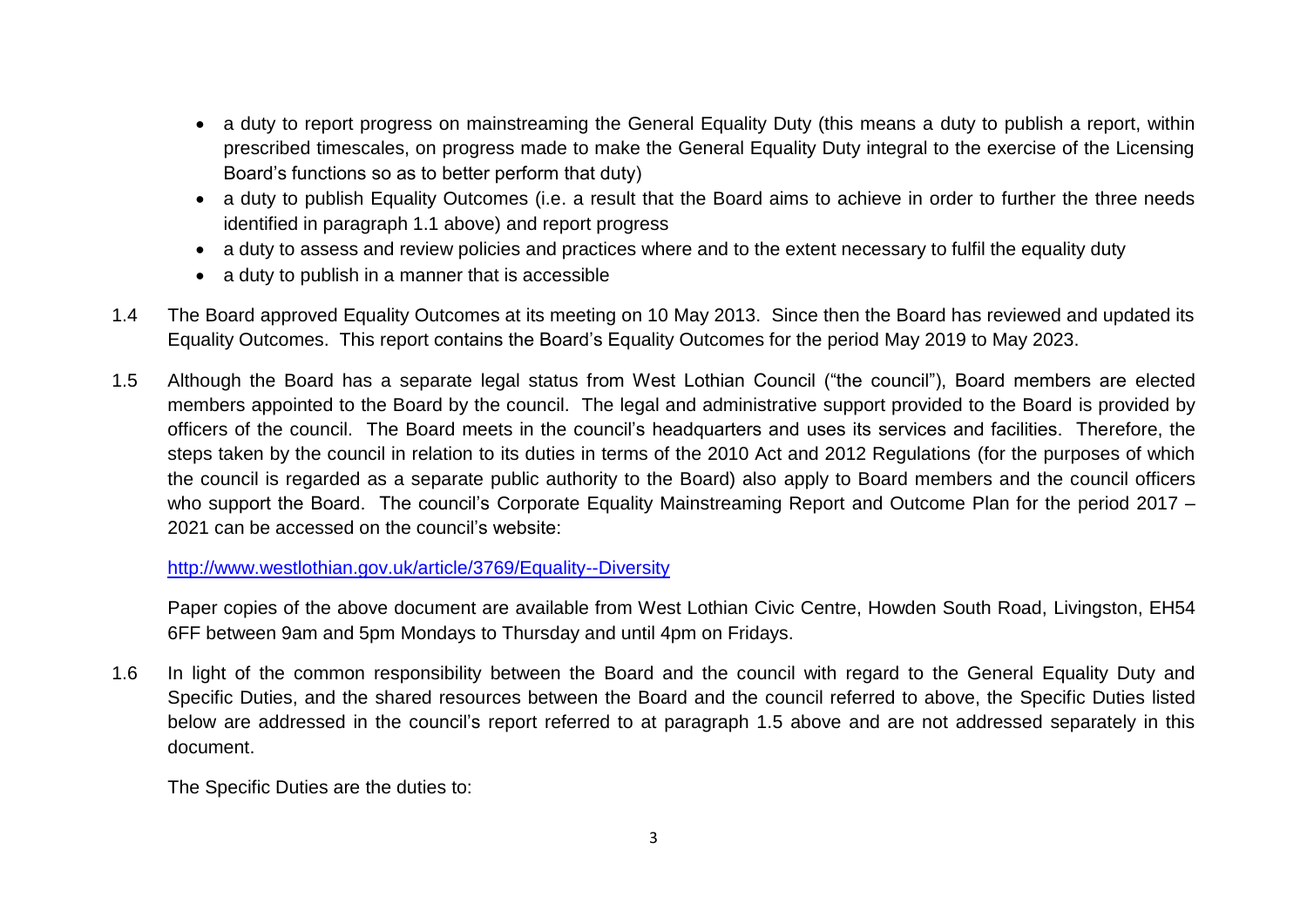- a duty to report progress on mainstreaming the General Equality Duty (this means a duty to publish a report, within prescribed timescales, on progress made to make the General Equality Duty integral to the exercise of the Licensing Board's functions so as to better perform that duty)
- a duty to publish Equality Outcomes (i.e. a result that the Board aims to achieve in order to further the three needs identified in paragraph 1.1 above) and report progress
- a duty to assess and review policies and practices where and to the extent necessary to fulfil the equality duty
- a duty to publish in a manner that is accessible

1.4 The Board approved Equality Outcomes at its meeting on 10 May 2013. Since then the Board has reviewed and updated its Equality Outcomes. This report contains the Board's Equality Outcomes for the period May 2019 to May 2023.

1.5 Although the Board has a separate legal status from West Lothian Council ("the council"), Board members are elected members appointed to the Board by the council. The legal and administrative support provided to the Board is provided by officers of the council. The Board meets in the council's headquarters and uses its services and facilities. Therefore, the steps taken by the council in relation to its duties in terms of the 2010 Act and 2012 Regulations (for the purposes of which the council is regarded as a separate public authority to the Board) also apply to Board members and the council officers who support the Board. The council's Corporate Equality Mainstreaming Report and Outcome Plan for the period 2017 – 2021 can be accessed on the council's website:

[http://www.westlothian.gov.uk/article/3769/Equality--Diversity](http://www.westlothian.gov.uk/article/3769/Equality--Diversity)

Paper copies of the above document are available from West Lothian Civic Centre, Howden South Road, Livingston, EH54 6FF between 9am and 5pm Mondays to Thursday and until 4pm on Fridays.

1.6 In light of the common responsibility between the Board and the council with regard to the General Equality Duty and Specific Duties, and the shared resources between the Board and the council referred to above, the Specific Duties listed below are addressed in the council's report referred to at paragraph 1.5 above and are not addressed separately in this document.

The Specific Duties are the duties to: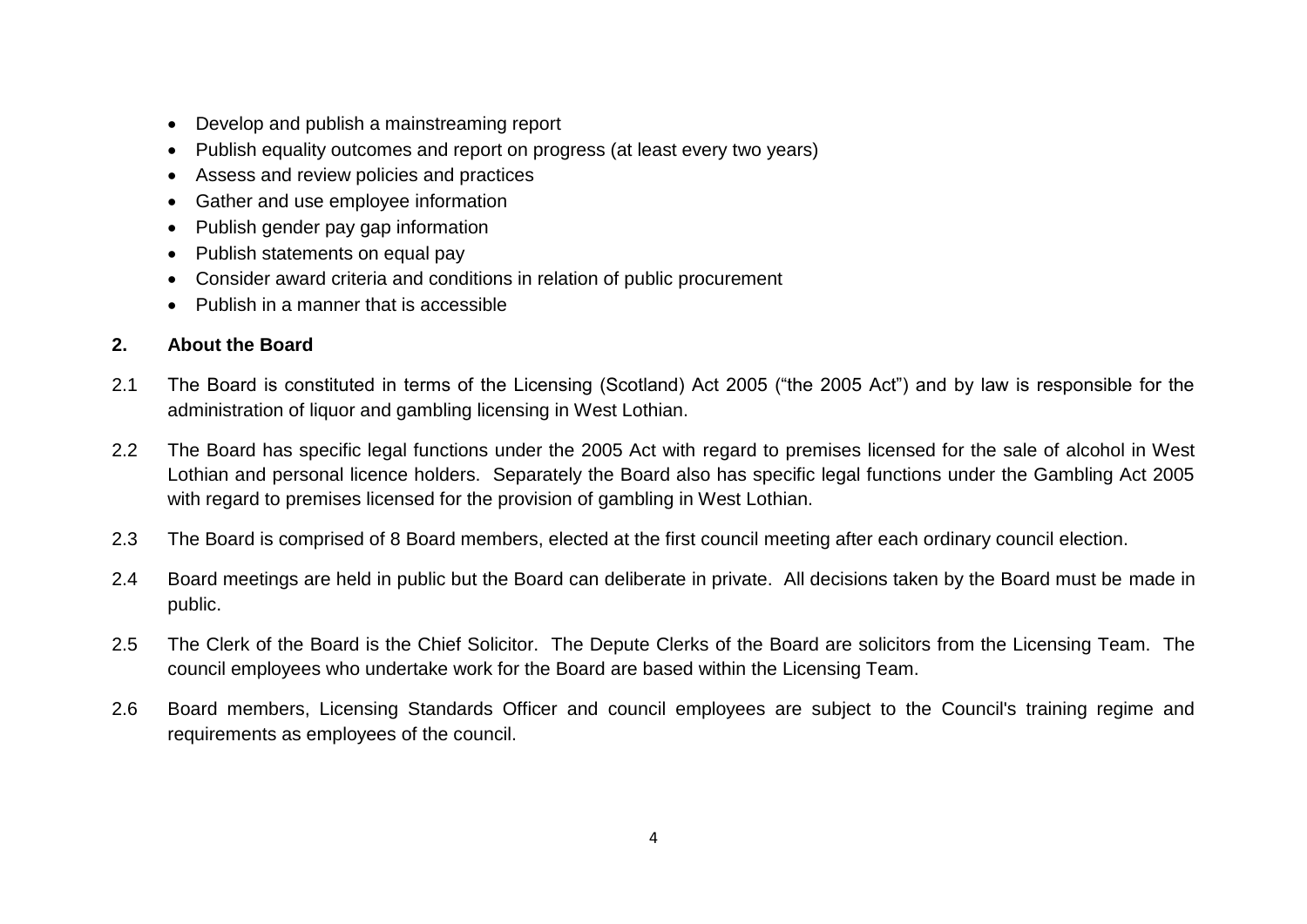- Develop and publish a mainstreaming report
- Publish equality outcomes and report on progress (at least every two years)
- Assess and review policies and practices
- Gather and use employee information
- Publish gender pay gap information
- Publish statements on equal pay
- Consider award criteria and conditions in relation of public procurement
- Publish in a manner that is accessible

## 2. About the Board

2.1 The Board is constituted in terms of the Licensing (Scotland) Act 2005 ("the 2005 Act") and by law is responsible for the administration of liquor and gambling licensing in West Lothian.

2.2 The Board has specific legal functions under the 2005 Act with regard to premises licensed for the sale of alcohol in West Lothian and personal licence holders. Separately the Board also has specific legal functions under the Gambling Act 2005 with regard to premises licensed for the provision of gambling in West Lothian.

2.3 The Board is comprised of 8 Board members, elected at the first council meeting after each ordinary council election.

2.4 Board meetings are held in public but the Board can deliberate in private. All decisions taken by the Board must be made in public.

2.5 The Clerk of the Board is the Chief Solicitor. The Depute Clerks of the Board are solicitors from the Licensing Team. The council employees who undertake work for the Board are based within the Licensing Team.

2.6 Board members, Licensing Standards Officer and council employees are subject to the Council's training regime and requirements as employees of the council.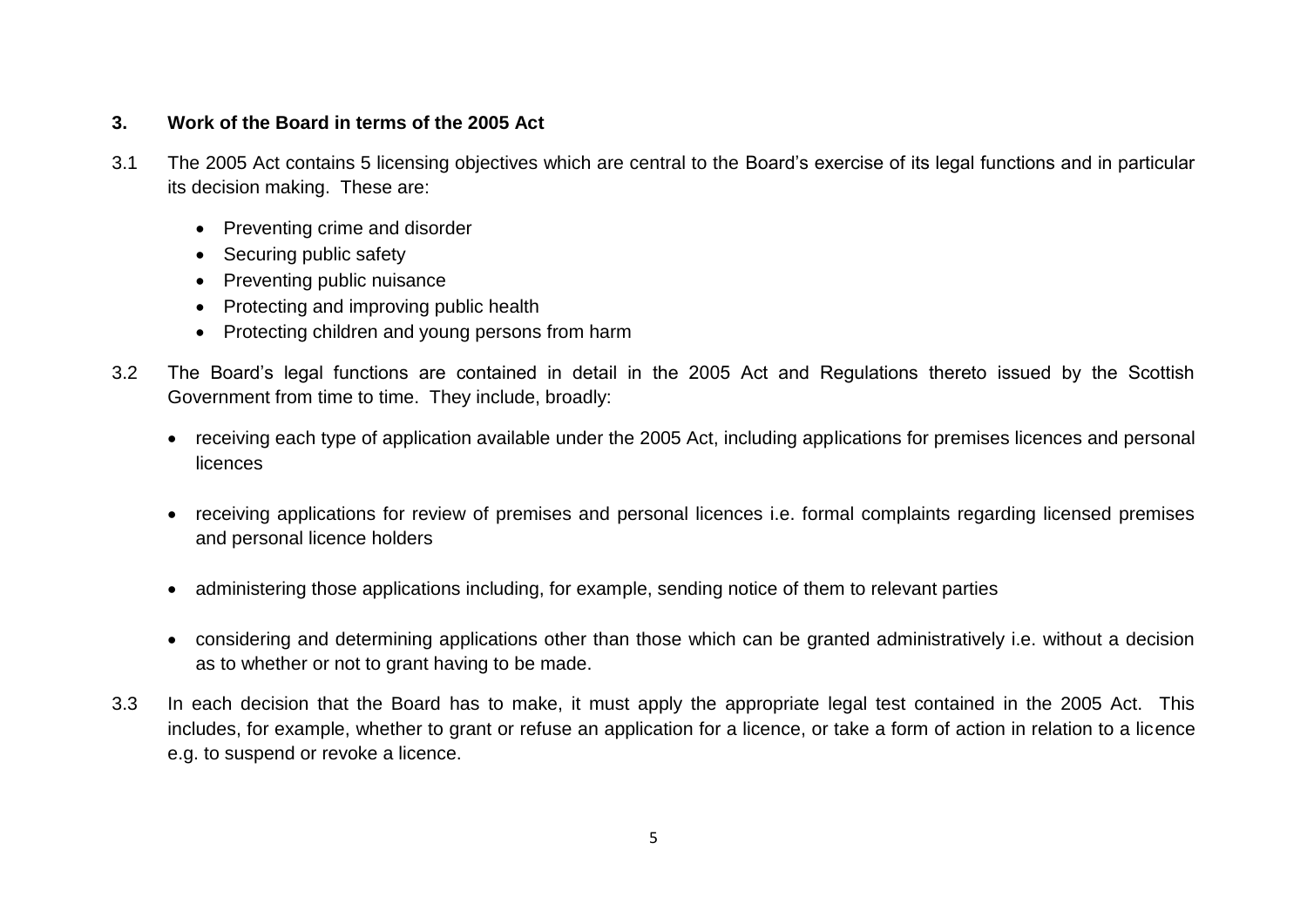## 3. Work of the Board in terms of the 2005 Act

3.1 The 2005 Act contains 5 licensing objectives which are central to the Board's exercise of its legal functions and in particular its decision making. These are:

- Preventing crime and disorder
- Securing public safety
- Preventing public nuisance
- Protecting and improving public health
- Protecting children and young persons from harm

3.2 The Board's legal functions are contained in detail in the 2005 Act and Regulations thereto issued by the Scottish Government from time to time. They include, broadly:

- receiving each type of application available under the 2005 Act, including applications for premises licences and personal licences
- receiving applications for review of premises and personal licences i.e. formal complaints regarding licensed premises and personal licence holders
- administering those applications including, for example, sending notice of them to relevant parties
- considering and determining applications other than those which can be granted administratively i.e. without a decision as to whether or not to grant having to be made.

3.3 In each decision that the Board has to make, it must apply the appropriate legal test contained in the 2005 Act. This includes, for example, whether to grant or refuse an application for a licence, or take a form of action in relation to a licence e.g. to suspend or revoke a licence.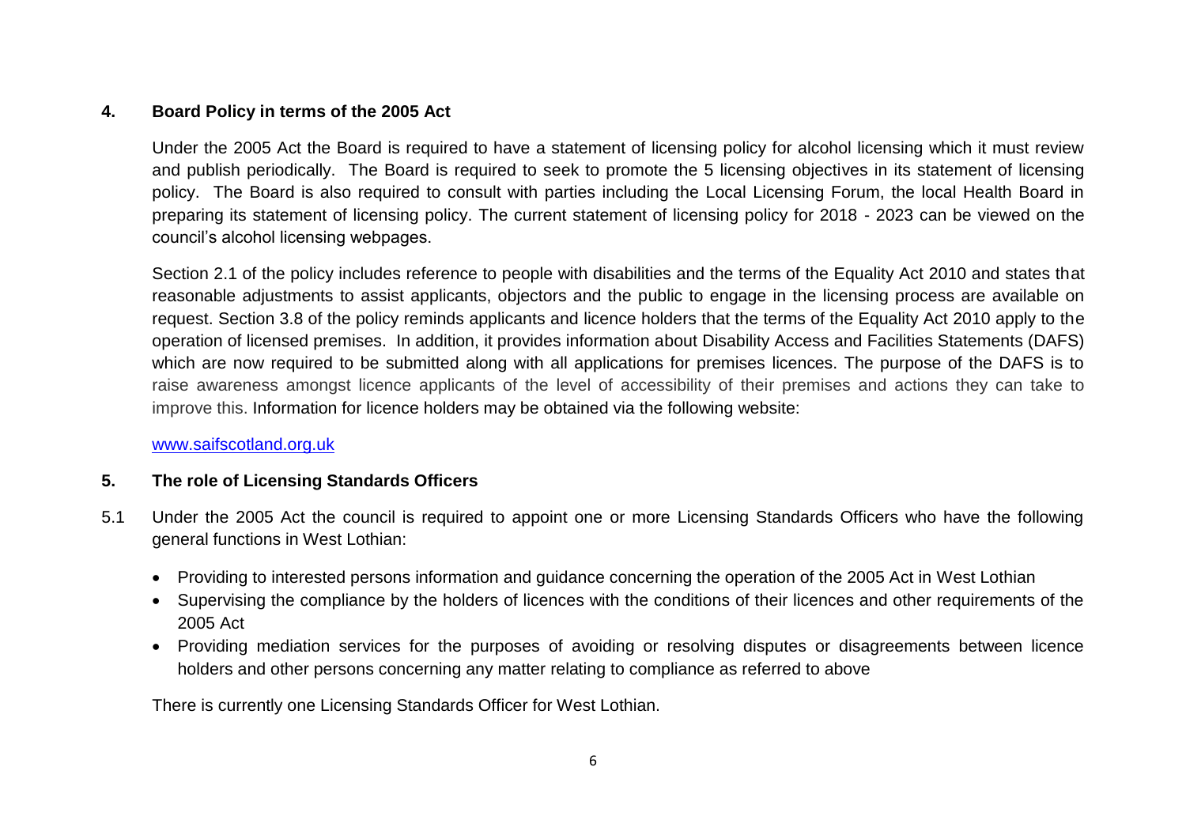## 4. Board Policy in terms of the 2005 Act

Under the 2005 Act the Board is required to have a statement of licensing policy for alcohol licensing which it must review and publish periodically. The Board is required to seek to promote the 5 licensing objectives in its statement of licensing policy. The Board is also required to consult with parties including the Local Licensing Forum, the local Health Board in preparing its statement of licensing policy. The current statement of licensing policy for 2018 - 2023 can be viewed on the council's alcohol licensing webpages.

Section 2.1 of the policy includes reference to people with disabilities and the terms of the Equality Act 2010 and states that reasonable adjustments to assist applicants, objectors and the public to engage in the licensing process are available on request. Section 3.8 of the policy reminds applicants and licence holders that the terms of the Equality Act 2010 apply to the operation of licensed premises. In addition, it provides information about Disability Access and Facilities Statements (DAFS) which are now required to be submitted along with all applications for premises licences. The purpose of the DAFS is to raise awareness amongst licence applicants of the level of accessibility of their premises and actions they can take to improve this. Information for licence holders may be obtained via the following website:

[www.saifscotland.org.uk](http://www.saifscotland.org.uk)

## 5. The role of Licensing Standards Officers

5.1 Under the 2005 Act the council is required to appoint one or more Licensing Standards Officers who have the following general functions in West Lothian:

- Providing to interested persons information and guidance concerning the operation of the 2005 Act in West Lothian
- Supervising the compliance by the holders of licences with the conditions of their licences and other requirements of the 2005 Act
- Providing mediation services for the purposes of avoiding or resolving disputes or disagreements between licence holders and other persons concerning any matter relating to compliance as referred to above

There is currently one Licensing Standards Officer for West Lothian.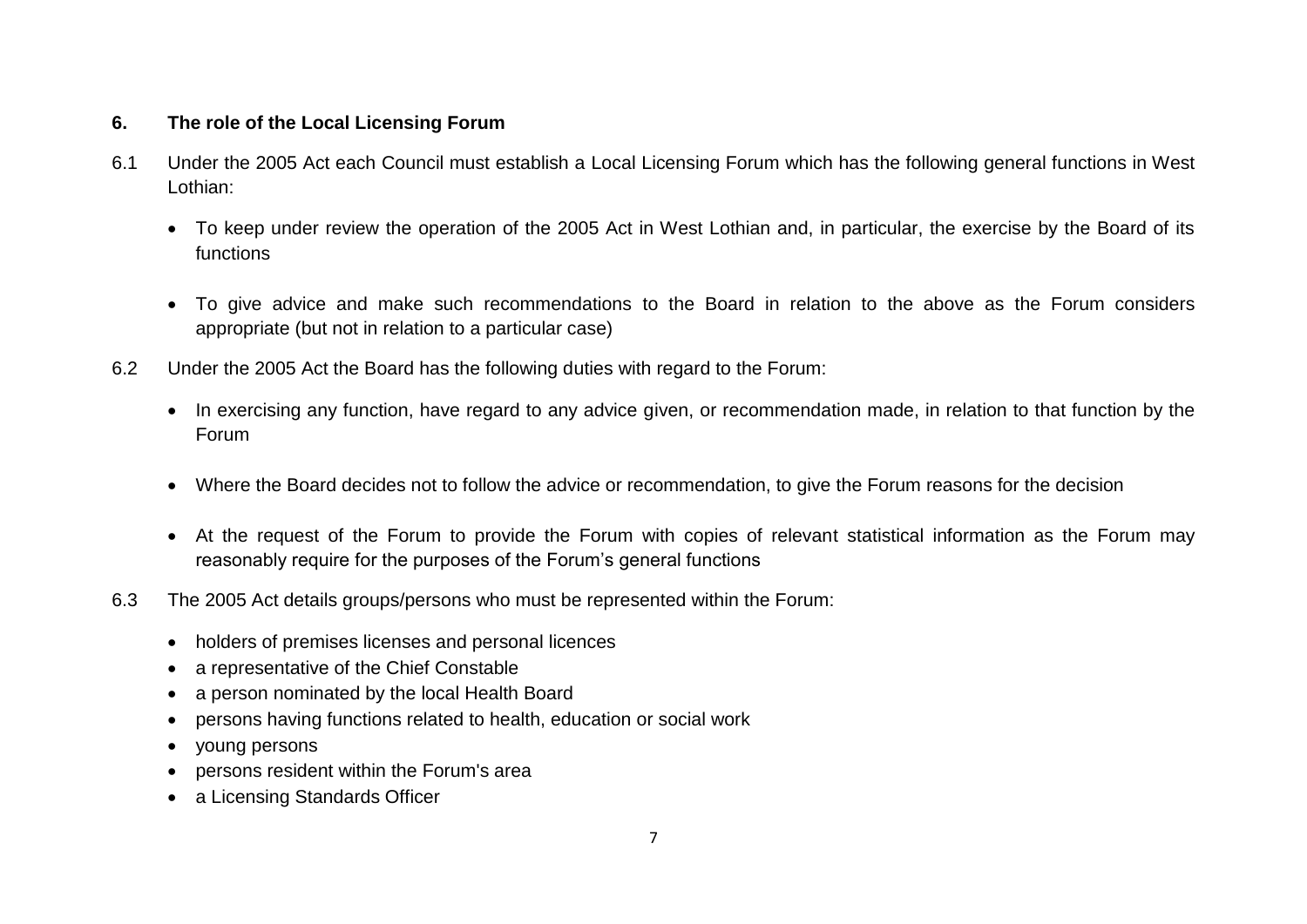## 6. The role of the Local Licensing Forum

6.1 Under the 2005 Act each Council must establish a Local Licensing Forum which has the following general functions in West Lothian:

- To keep under review the operation of the 2005 Act in West Lothian and, in particular, the exercise by the Board of its functions
- To give advice and make such recommendations to the Board in relation to the above as the Forum considers appropriate (but not in relation to a particular case)

6.2 Under the 2005 Act the Board has the following duties with regard to the Forum:

- In exercising any function, have regard to any advice given, or recommendation made, in relation to that function by the Forum
- Where the Board decides not to follow the advice or recommendation, to give the Forum reasons for the decision
- At the request of the Forum to provide the Forum with copies of relevant statistical information as the Forum may reasonably require for the purposes of the Forum's general functions

6.3 The 2005 Act details groups/persons who must be represented within the Forum:

- holders of premises licenses and personal licences
- a representative of the Chief Constable
- a person nominated by the local Health Board
- persons having functions related to health, education or social work
- young persons
- persons resident within the Forum's area
- a Licensing Standards Officer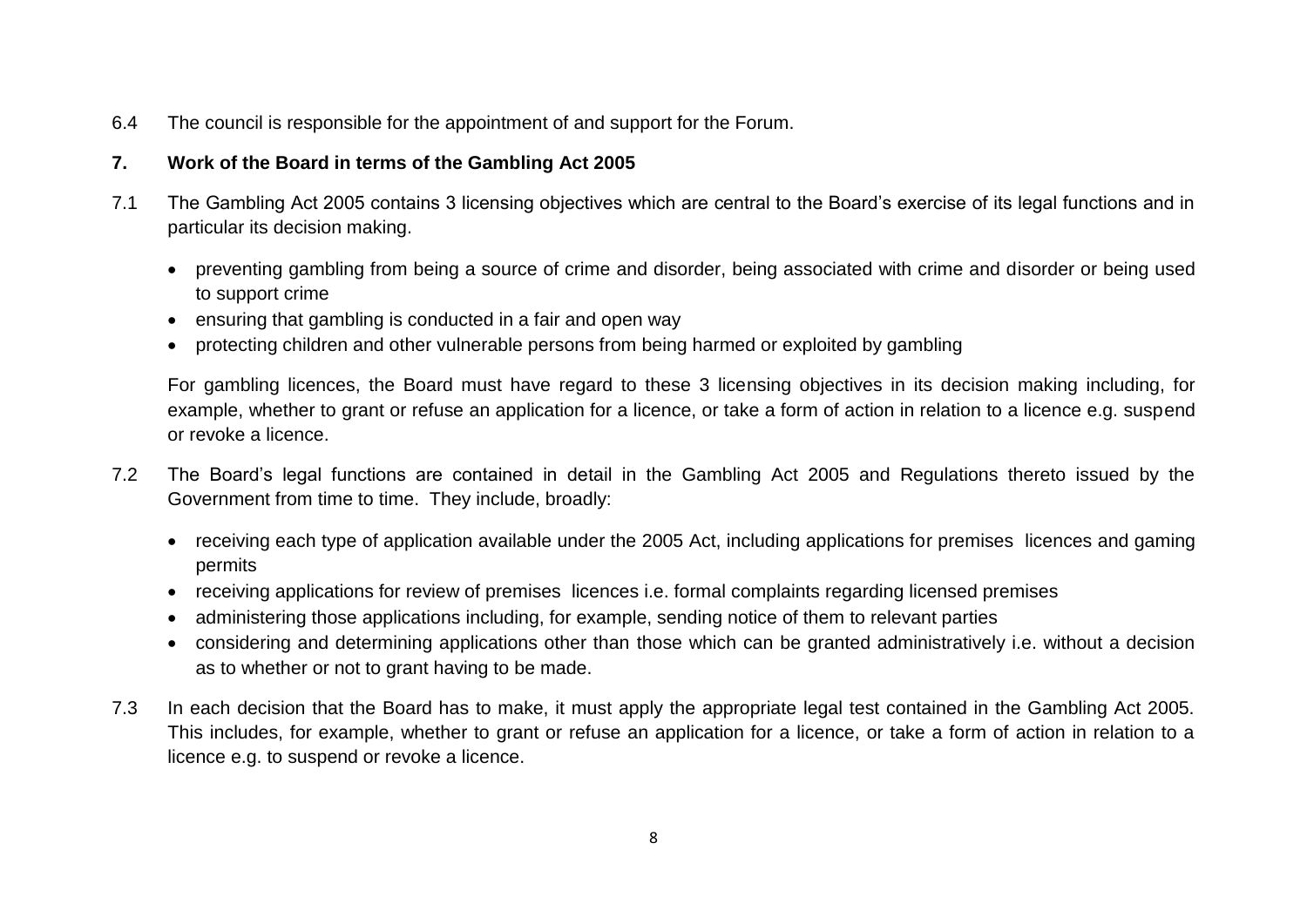6.4 The council is responsible for the appointment of and support for the Forum.

## 7. Work of the Board in terms of the Gambling Act 2005

7.1 The Gambling Act 2005 contains 3 licensing objectives which are central to the Board's exercise of its legal functions and in particular its decision making.

- preventing gambling from being a source of crime and disorder, being associated with crime and disorder or being used to support crime
- ensuring that gambling is conducted in a fair and open way
- protecting children and other vulnerable persons from being harmed or exploited by gambling

For gambling licences, the Board must have regard to these 3 licensing objectives in its decision making including, for example, whether to grant or refuse an application for a licence, or take a form of action in relation to a licence e.g. suspend or revoke a licence.

7.2 The Board's legal functions are contained in detail in the Gambling Act 2005 and Regulations thereto issued by the Government from time to time. They include, broadly:

- receiving each type of application available under the 2005 Act, including applications for premises licences and gaming permits
- receiving applications for review of premises licences i.e. formal complaints regarding licensed premises
- administering those applications including, for example, sending notice of them to relevant parties
- considering and determining applications other than those which can be granted administratively i.e. without a decision as to whether or not to grant having to be made.

7.3 In each decision that the Board has to make, it must apply the appropriate legal test contained in the Gambling Act 2005. This includes, for example, whether to grant or refuse an application for a licence, or take a form of action in relation to a licence e.g. to suspend or revoke a licence.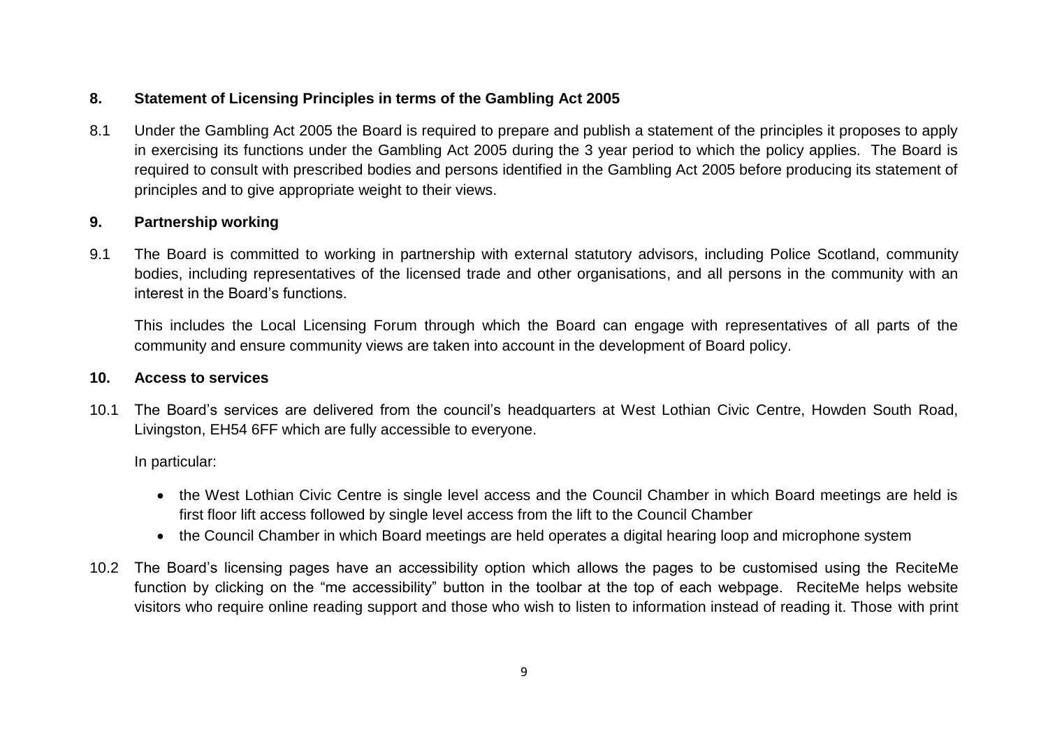## 8. Statement of Licensing Principles in terms of the Gambling Act 2005

8.1 Under the Gambling Act 2005 the Board is required to prepare and publish a statement of the principles it proposes to apply in exercising its functions under the Gambling Act 2005 during the 3 year period to which the policy applies. The Board is required to consult with prescribed bodies and persons identified in the Gambling Act 2005 before producing its statement of principles and to give appropriate weight to their views.

## 9. Partnership working

9.1 The Board is committed to working in partnership with external statutory advisors, including Police Scotland, community bodies, including representatives of the licensed trade and other organisations, and all persons in the community with an interest in the Board's functions.

This includes the Local Licensing Forum through which the Board can engage with representatives of all parts of the community and ensure community views are taken into account in the development of Board policy.

## 10. Access to services

10.1 The Board's services are delivered from the council's headquarters at West Lothian Civic Centre, Howden South Road, Livingston, EH54 6FF which are fully accessible to everyone.

In particular:

- the West Lothian Civic Centre is single level access and the Council Chamber in which Board meetings are held is first floor lift access followed by single level access from the lift to the Council Chamber
- the Council Chamber in which Board meetings are held operates a digital hearing loop and microphone system

10.2 The Board's licensing pages have an accessibility option which allows the pages to be customised using the ReciteMe function by clicking on the "me accessibility" button in the toolbar at the top of each webpage. ReciteMe helps website visitors who require online reading support and those who wish to listen to information instead of reading it. Those with print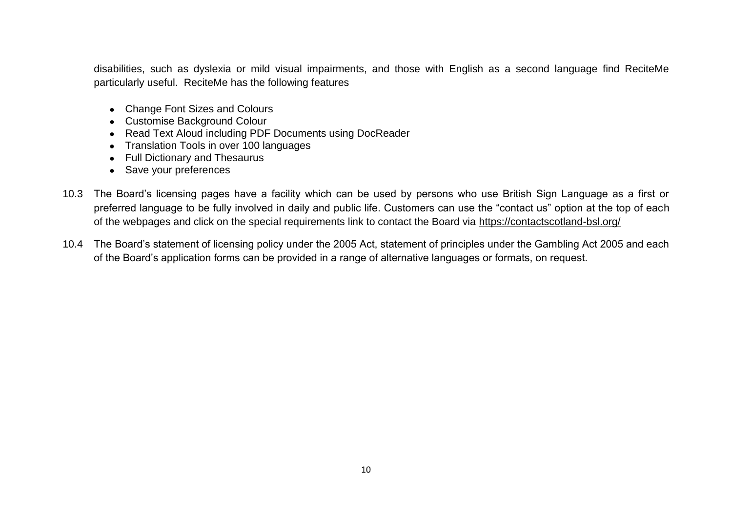disabilities, such as dyslexia or mild visual impairments, and those with English as a second language find ReciteMe particularly useful. ReciteMe has the following features

- Change Font Sizes and Colours
- Customise Background Colour
- Read Text Aloud including PDF Documents using DocReader
- Translation Tools in over 100 languages
- Full Dictionary and Thesaurus
- Save your preferences

10.3 The Board's licensing pages have a facility which can be used by persons who use British Sign Language as a first or preferred language to be fully involved in daily and public life. Customers can use the "contact us" option at the top of each of the webpages and click on the special requirements link to contact the Board via https://contactscotland-bsl.org/

10.4 The Board's statement of licensing policy under the 2005 Act, statement of principles under the Gambling Act 2005 and each of the Board's application forms can be provided in a range of alternative languages or formats, on request.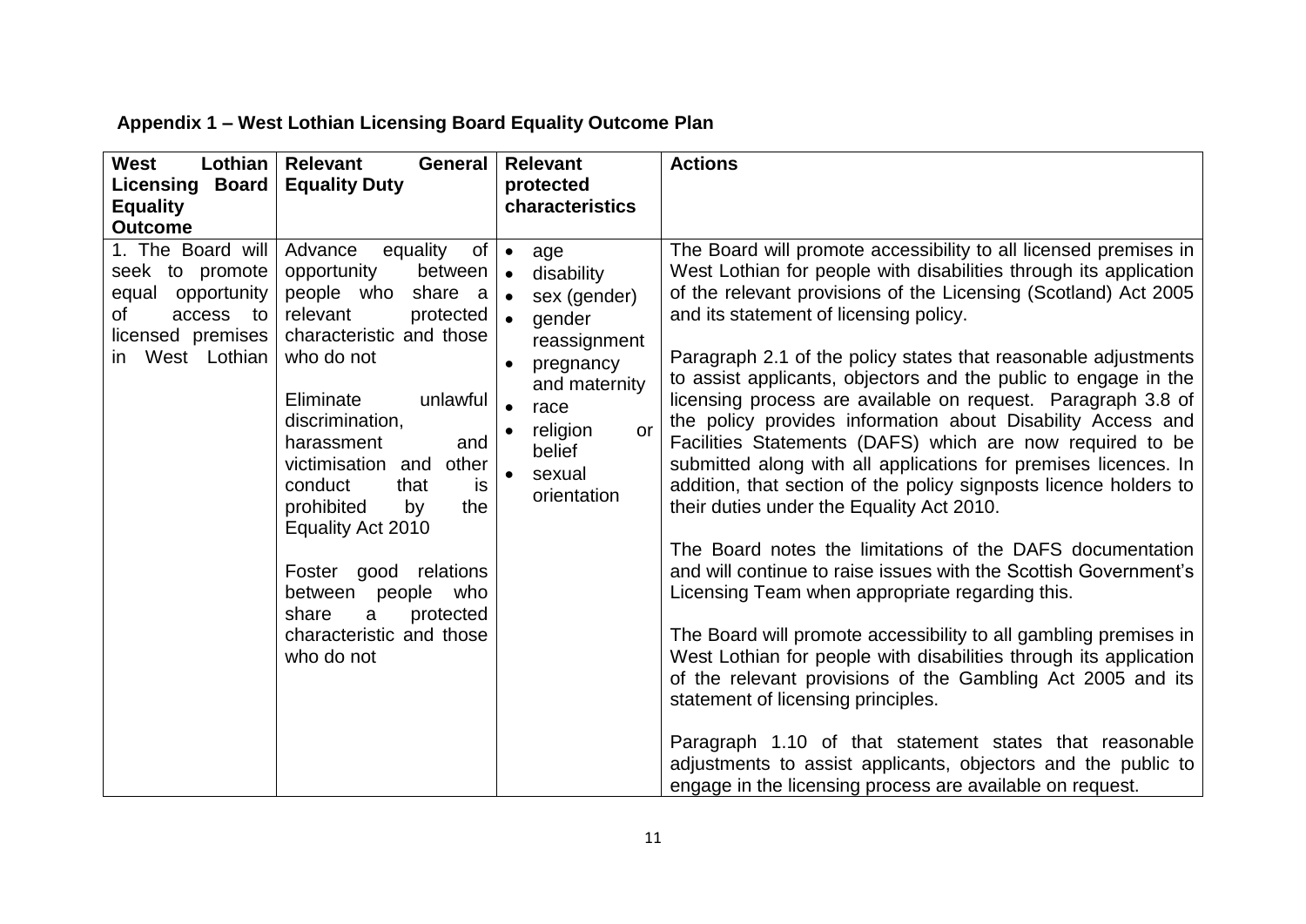**Appendix 1 – West Lothian Licensing Board Equality Outcome Plan**

| West Lothian Licensing Board Equality Outcome | Relevant General Equality Duty | Relevant protected characteristics | Actions |
|---|---|---|---|
| 1. The Board will seek to promote equal opportunity of access to licensed premises in West Lothian | Advance equality of opportunity between people who share a relevant protected characteristic and those who do not<br><br>Eliminate unlawful discrimination, harassment and victimisation and other conduct that is prohibited by the Equality Act 2010<br><br>Foster good relations between people who share a protected characteristic and those who do not | • age<br>• disability<br>• sex (gender)<br>• gender reassignment<br>• pregnancy and maternity<br>• race<br>• religion or belief<br>• sexual orientation | The Board will promote accessibility to all licensed premises in West Lothian for people with disabilities through its application of the relevant provisions of the Licensing (Scotland) Act 2005 and its statement of licensing policy.<br><br>Paragraph 2.1 of the policy states that reasonable adjustments to assist applicants, objectors and the public to engage in the licensing process are available on request. Paragraph 3.8 of the policy provides information about Disability Access and Facilities Statements (DAFS) which are now required to be submitted along with all applications for premises licences. In addition, that section of the policy signposts licence holders to their duties under the Equality Act 2010.<br><br>The Board notes the limitations of the DAFS documentation and will continue to raise issues with the Scottish Government's Licensing Team when appropriate regarding this.<br><br>The Board will promote accessibility to all gambling premises in West Lothian for people with disabilities through its application of the relevant provisions of the Gambling Act 2005 and its statement of licensing principles.<br><br>Paragraph 1.10 of that statement states that reasonable adjustments to assist applicants, objectors and the public to engage in the licensing process are available on request. |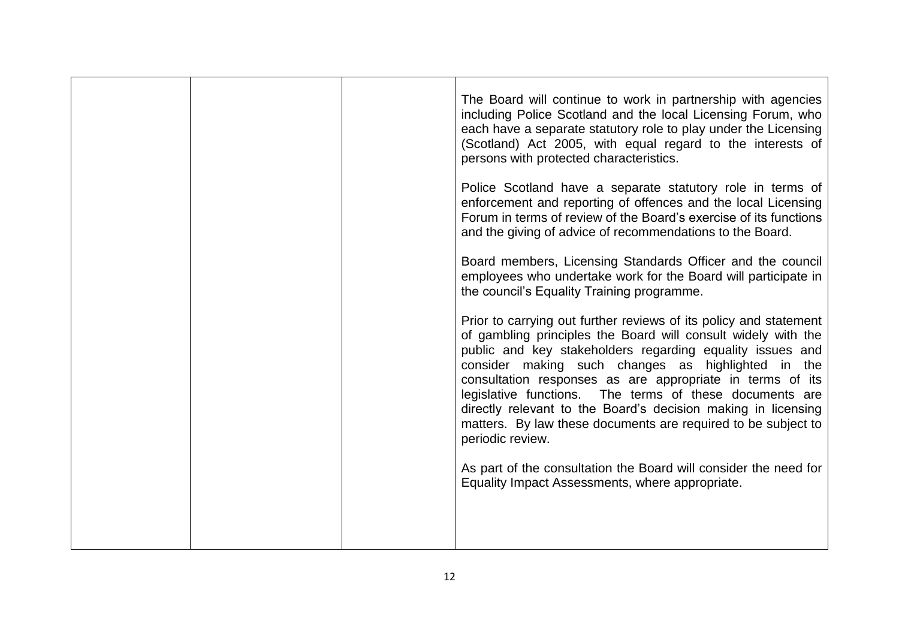|  |  |  |  |
|---|---|---|---|
|  |  |  | The Board will continue to work in partnership with agencies including Police Scotland and the local Licensing Forum, who each have a separate statutory role to play under the Licensing (Scotland) Act 2005, with equal regard to the interests of persons with protected characteristics.<br><br>Police Scotland have a separate statutory role in terms of enforcement and reporting of offences and the local Licensing Forum in terms of review of the Board's exercise of its functions and the giving of advice of recommendations to the Board.<br><br>Board members, Licensing Standards Officer and the council employees who undertake work for the Board will participate in the council's Equality Training programme.<br><br>Prior to carrying out further reviews of its policy and statement of gambling principles the Board will consult widely with the public and key stakeholders regarding equality issues and consider making such changes as highlighted in the consultation responses as are appropriate in terms of its legislative functions. The terms of these documents are directly relevant to the Board's decision making in licensing matters. By law these documents are required to be subject to periodic review.<br><br>As part of the consultation the Board will consider the need for Equality Impact Assessments, where appropriate. |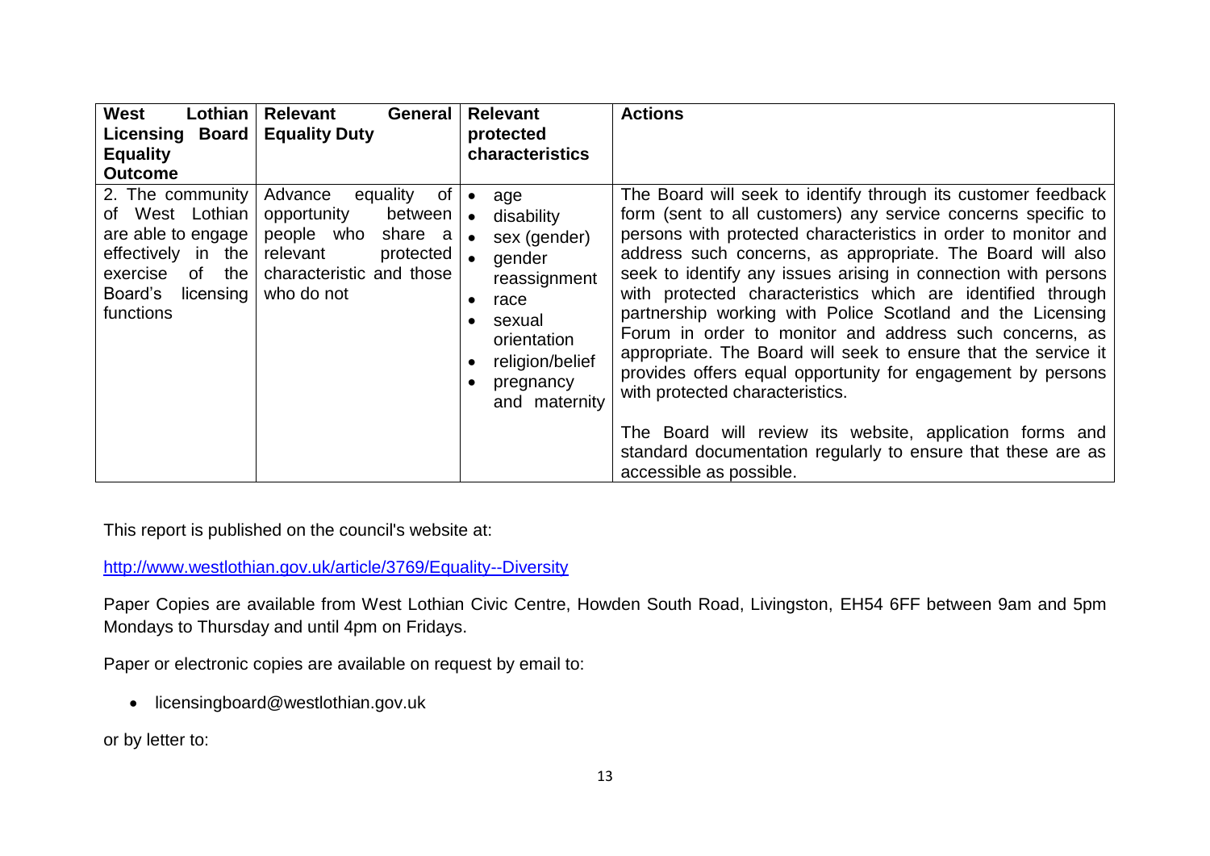| West Lothian Licensing Board Equality Outcome | Relevant General Equality Duty | Relevant protected characteristics | Actions |
|---|---|---|---|
| 2. The community of West Lothian are able to engage effectively in the exercise of the Board's licensing functions | Advance equality of opportunity between people who share a relevant protected characteristic and those who do not | • age<br>• disability<br>• sex (gender)<br>• gender reassignment<br>• race<br>• sexual orientation<br>• religion/belief<br>• pregnancy and maternity | The Board will seek to identify through its customer feedback form (sent to all customers) any service concerns specific to persons with protected characteristics in order to monitor and address such concerns, as appropriate. The Board will also seek to identify any issues arising in connection with persons with protected characteristics which are identified through partnership working with Police Scotland and the Licensing Forum in order to monitor and address such concerns, as appropriate. The Board will seek to ensure that the service it provides offers equal opportunity for engagement by persons with protected characteristics.<br><br>The Board will review its website, application forms and standard documentation regularly to ensure that these are as accessible as possible. |

This report is published on the council's website at:

http://www.westlothian.gov.uk/article/3769/Equality--Diversity

Paper Copies are available from West Lothian Civic Centre, Howden South Road, Livingston, EH54 6FF between 9am and 5pm Mondays to Thursday and until 4pm on Fridays.

Paper or electronic copies are available on request by email to:

- licensingboard@westlothian.gov.uk

or by letter to: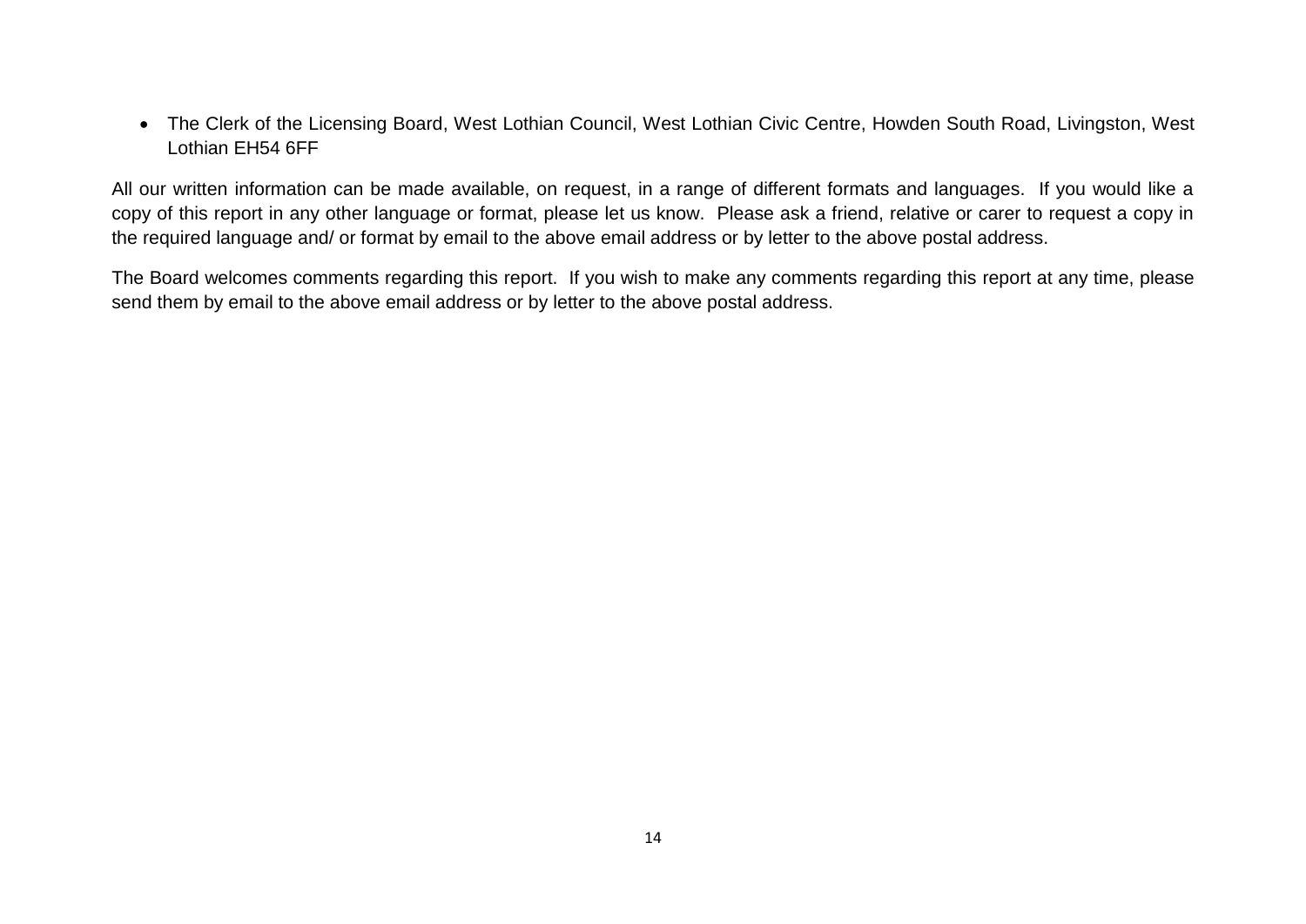- The Clerk of the Licensing Board, West Lothian Council, West Lothian Civic Centre, Howden South Road, Livingston, West Lothian EH54 6FF

All our written information can be made available, on request, in a range of different formats and languages. If you would like a copy of this report in any other language or format, please let us know. Please ask a friend, relative or carer to request a copy in the required language and/ or format by email to the above email address or by letter to the above postal address.

The Board welcomes comments regarding this report. If you wish to make any comments regarding this report at any time, please send them by email to the above email address or by letter to the above postal address.